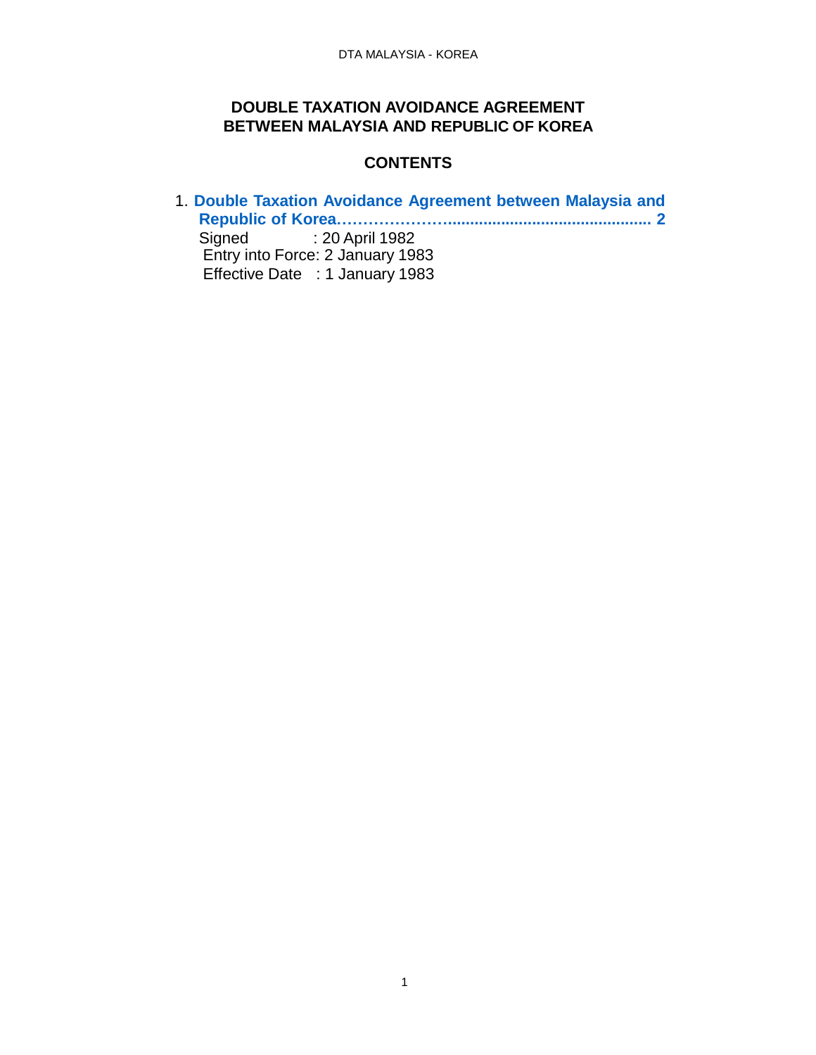# DOUBLE TAXATION AVOIDANCE AGREEMENT BETWEEN MALAYSIA AND REPUBLIC OF KOREA

## CONTENTS

1. **Double Taxation Avoidance Agreement between Malaysia and Republic of Korea………………….............................................. 2**
   Signed : 20 April 1982
   Entry into Force: 2 January 1983
   Effective Date : 1 January 1983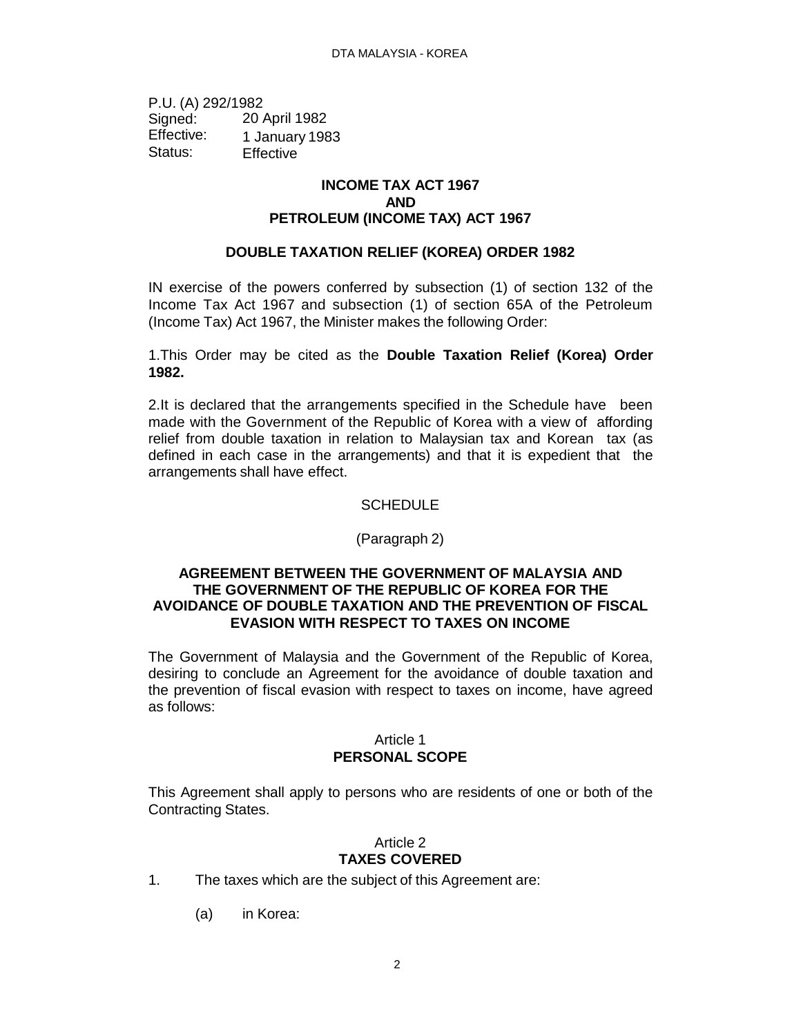P.U. (A) 292/1982
Signed: 20 April 1982
Effective: 1 January 1983
Status: Effective

**INCOME TAX ACT 1967**
**AND**
**PETROLEUM (INCOME TAX) ACT 1967**

**DOUBLE TAXATION RELIEF (KOREA) ORDER 1982**

IN exercise of the powers conferred by subsection (1) of section 132 of the Income Tax Act 1967 and subsection (1) of section 65A of the Petroleum (Income Tax) Act 1967, the Minister makes the following Order:

1.This Order may be cited as the **Double Taxation Relief (Korea) Order 1982.**

2.It is declared that the arrangements specified in the Schedule have been made with the Government of the Republic of Korea with a view of affording relief from double taxation in relation to Malaysian tax and Korean tax (as defined in each case in the arrangements) and that it is expedient that the arrangements shall have effect.

SCHEDULE

(Paragraph 2)

## AGREEMENT BETWEEN THE GOVERNMENT OF MALAYSIA AND THE GOVERNMENT OF THE REPUBLIC OF KOREA FOR THE AVOIDANCE OF DOUBLE TAXATION AND THE PREVENTION OF FISCAL EVASION WITH RESPECT TO TAXES ON INCOME

The Government of Malaysia and the Government of the Republic of Korea, desiring to conclude an Agreement for the avoidance of double taxation and the prevention of fiscal evasion with respect to taxes on income, have agreed as follows:

### Article 1
### PERSONAL SCOPE

This Agreement shall apply to persons who are residents of one or both of the Contracting States.

### Article 2
### TAXES COVERED

1. The taxes which are the subject of this Agreement are:

    (a) in Korea: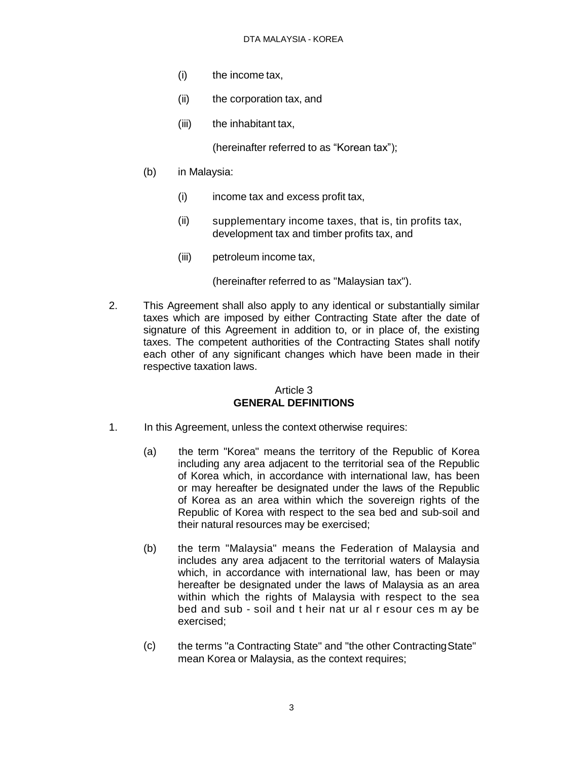(i) the income tax,

(ii) the corporation tax, and

(iii) the inhabitant tax,

(hereinafter referred to as "Korean tax");

(b) in Malaysia:

(i) income tax and excess profit tax,

(ii) supplementary income taxes, that is, tin profits tax, development tax and timber profits tax, and

(iii) petroleum income tax,

(hereinafter referred to as "Malaysian tax").

2. This Agreement shall also apply to any identical or substantially similar taxes which are imposed by either Contracting State after the date of signature of this Agreement in addition to, or in place of, the existing taxes. The competent authorities of the Contracting States shall notify each other of any significant changes which have been made in their respective taxation laws.

## Article 3
## GENERAL DEFINITIONS

1. In this Agreement, unless the context otherwise requires:

(a) the term "Korea" means the territory of the Republic of Korea including any area adjacent to the territorial sea of the Republic of Korea which, in accordance with international law, has been or may hereafter be designated under the laws of the Republic of Korea as an area within which the sovereign rights of the Republic of Korea with respect to the sea bed and sub-soil and their natural resources may be exercised;

(b) the term "Malaysia" means the Federation of Malaysia and includes any area adjacent to the territorial waters of Malaysia which, in accordance with international law, has been or may hereafter be designated under the laws of Malaysia as an area within which the rights of Malaysia with respect to the sea bed and sub - soil and their natural resources may be exercised;

(c) the terms "a Contracting State" and "the other Contracting State" mean Korea or Malaysia, as the context requires;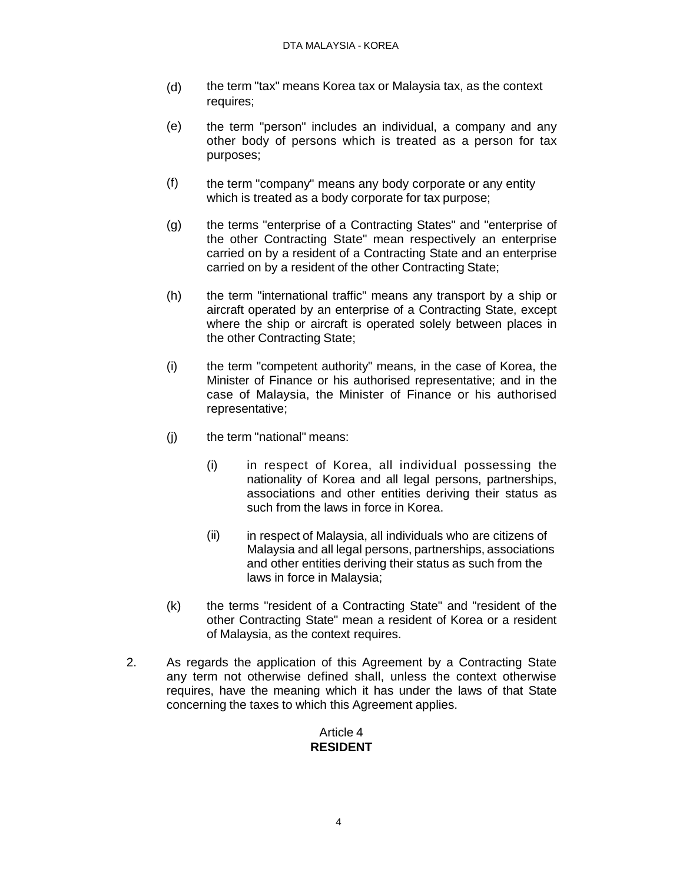(d) the term "tax" means Korea tax or Malaysia tax, as the context requires;

(e) the term "person" includes an individual, a company and any other body of persons which is treated as a person for tax purposes;

(f) the term "company" means any body corporate or any entity which is treated as a body corporate for tax purpose;

(g) the terms "enterprise of a Contracting States" and "enterprise of the other Contracting State" mean respectively an enterprise carried on by a resident of a Contracting State and an enterprise carried on by a resident of the other Contracting State;

(h) the term "international traffic" means any transport by a ship or aircraft operated by an enterprise of a Contracting State, except where the ship or aircraft is operated solely between places in the other Contracting State;

(i) the term "competent authority" means, in the case of Korea, the Minister of Finance or his authorised representative; and in the case of Malaysia, the Minister of Finance or his authorised representative;

(j) the term "national" means:

   (i) in respect of Korea, all individual possessing the nationality of Korea and all legal persons, partnerships, associations and other entities deriving their status as such from the laws in force in Korea.

   (ii) in respect of Malaysia, all individuals who are citizens of Malaysia and all legal persons, partnerships, associations and other entities deriving their status as such from the laws in force in Malaysia;

(k) the terms "resident of a Contracting State" and "resident of the other Contracting State" mean a resident of Korea or a resident of Malaysia, as the context requires.

2. As regards the application of this Agreement by a Contracting State any term not otherwise defined shall, unless the context otherwise requires, have the meaning which it has under the laws of that State concerning the taxes to which this Agreement applies.

## Article 4
## **RESIDENT**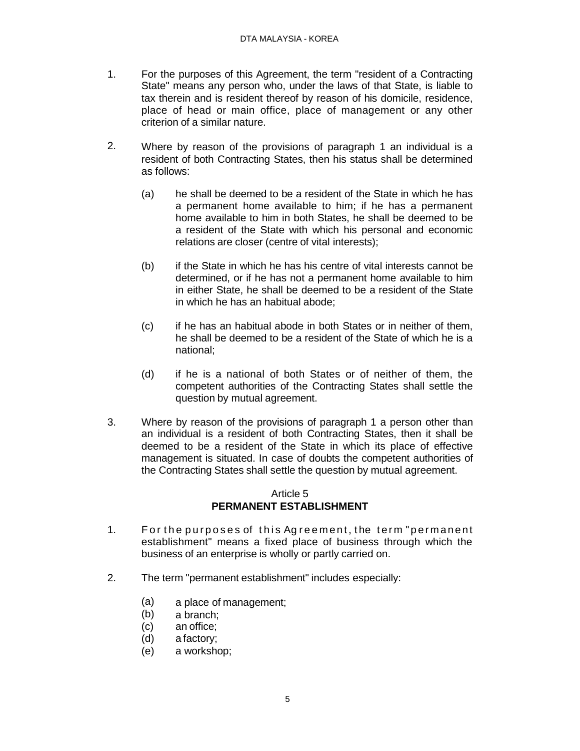1. For the purposes of this Agreement, the term "resident of a Contracting State" means any person who, under the laws of that State, is liable to tax therein and is resident thereof by reason of his domicile, residence, place of head or main office, place of management or any other criterion of a similar nature.

2. Where by reason of the provisions of paragraph 1 an individual is a resident of both Contracting States, then his status shall be determined as follows:

   (a) he shall be deemed to be a resident of the State in which he has a permanent home available to him; if he has a permanent home available to him in both States, he shall be deemed to be a resident of the State with which his personal and economic relations are closer (centre of vital interests);

   (b) if the State in which he has his centre of vital interests cannot be determined, or if he has not a permanent home available to him in either State, he shall be deemed to be a resident of the State in which he has an habitual abode;

   (c) if he has an habitual abode in both States or in neither of them, he shall be deemed to be a resident of the State of which he is a national;

   (d) if he is a national of both States or of neither of them, the competent authorities of the Contracting States shall settle the question by mutual agreement.

3. Where by reason of the provisions of paragraph 1 a person other than an individual is a resident of both Contracting States, then it shall be deemed to be a resident of the State in which its place of effective management is situated. In case of doubts the competent authorities of the Contracting States shall settle the question by mutual agreement.

## Article 5
## PERMANENT ESTABLISHMENT

1. For the purposes of this Agreement, the term "permanent establishment" means a fixed place of business through which the business of an enterprise is wholly or partly carried on.

2. The term "permanent establishment" includes especially:

   (a) a place of management;
   (b) a branch;
   (c) an office;
   (d) a factory;
   (e) a workshop;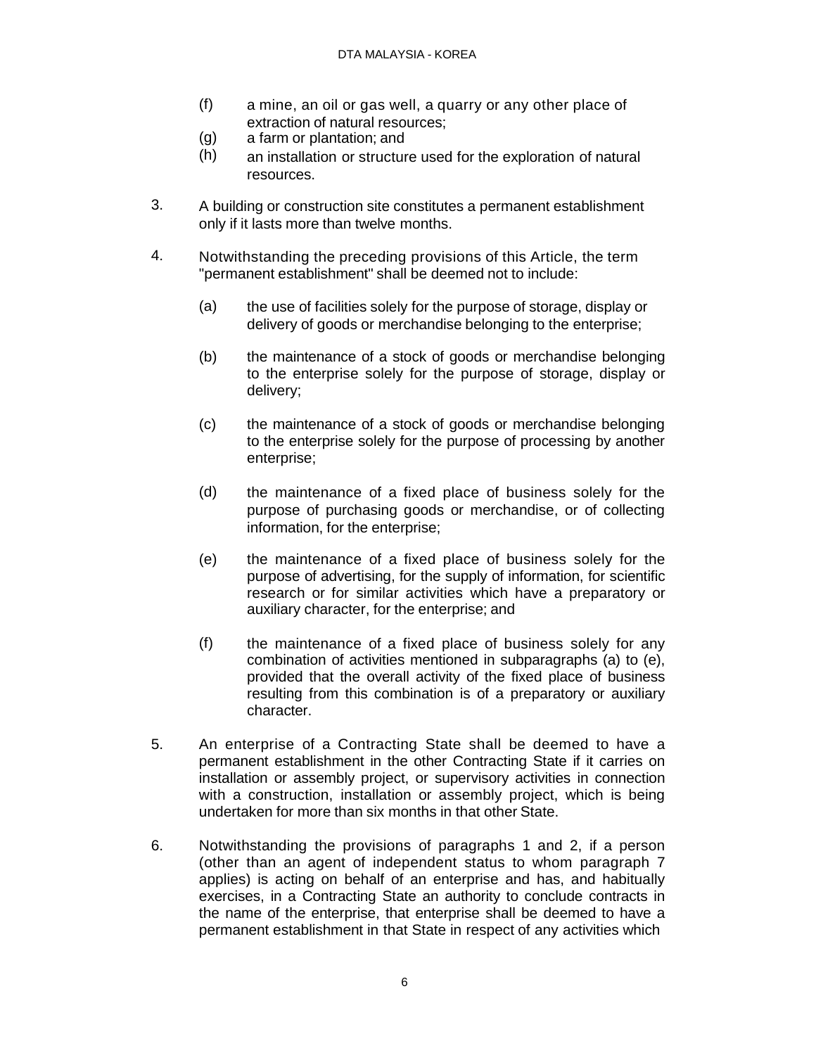(f) a mine, an oil or gas well, a quarry or any other place of extraction of natural resources;

(g) a farm or plantation; and

(h) an installation or structure used for the exploration of natural resources.

3. A building or construction site constitutes a permanent establishment only if it lasts more than twelve months.

4. Notwithstanding the preceding provisions of this Article, the term "permanent establishment" shall be deemed not to include:

   (a) the use of facilities solely for the purpose of storage, display or delivery of goods or merchandise belonging to the enterprise;

   (b) the maintenance of a stock of goods or merchandise belonging to the enterprise solely for the purpose of storage, display or delivery;

   (c) the maintenance of a stock of goods or merchandise belonging to the enterprise solely for the purpose of processing by another enterprise;

   (d) the maintenance of a fixed place of business solely for the purpose of purchasing goods or merchandise, or of collecting information, for the enterprise;

   (e) the maintenance of a fixed place of business solely for the purpose of advertising, for the supply of information, for scientific research or for similar activities which have a preparatory or auxiliary character, for the enterprise; and

   (f) the maintenance of a fixed place of business solely for any combination of activities mentioned in subparagraphs (a) to (e), provided that the overall activity of the fixed place of business resulting from this combination is of a preparatory or auxiliary character.

5. An enterprise of a Contracting State shall be deemed to have a permanent establishment in the other Contracting State if it carries on installation or assembly project, or supervisory activities in connection with a construction, installation or assembly project, which is being undertaken for more than six months in that other State.

6. Notwithstanding the provisions of paragraphs 1 and 2, if a person (other than an agent of independent status to whom paragraph 7 applies) is acting on behalf of an enterprise and has, and habitually exercises, in a Contracting State an authority to conclude contracts in the name of the enterprise, that enterprise shall be deemed to have a permanent establishment in that State in respect of any activities which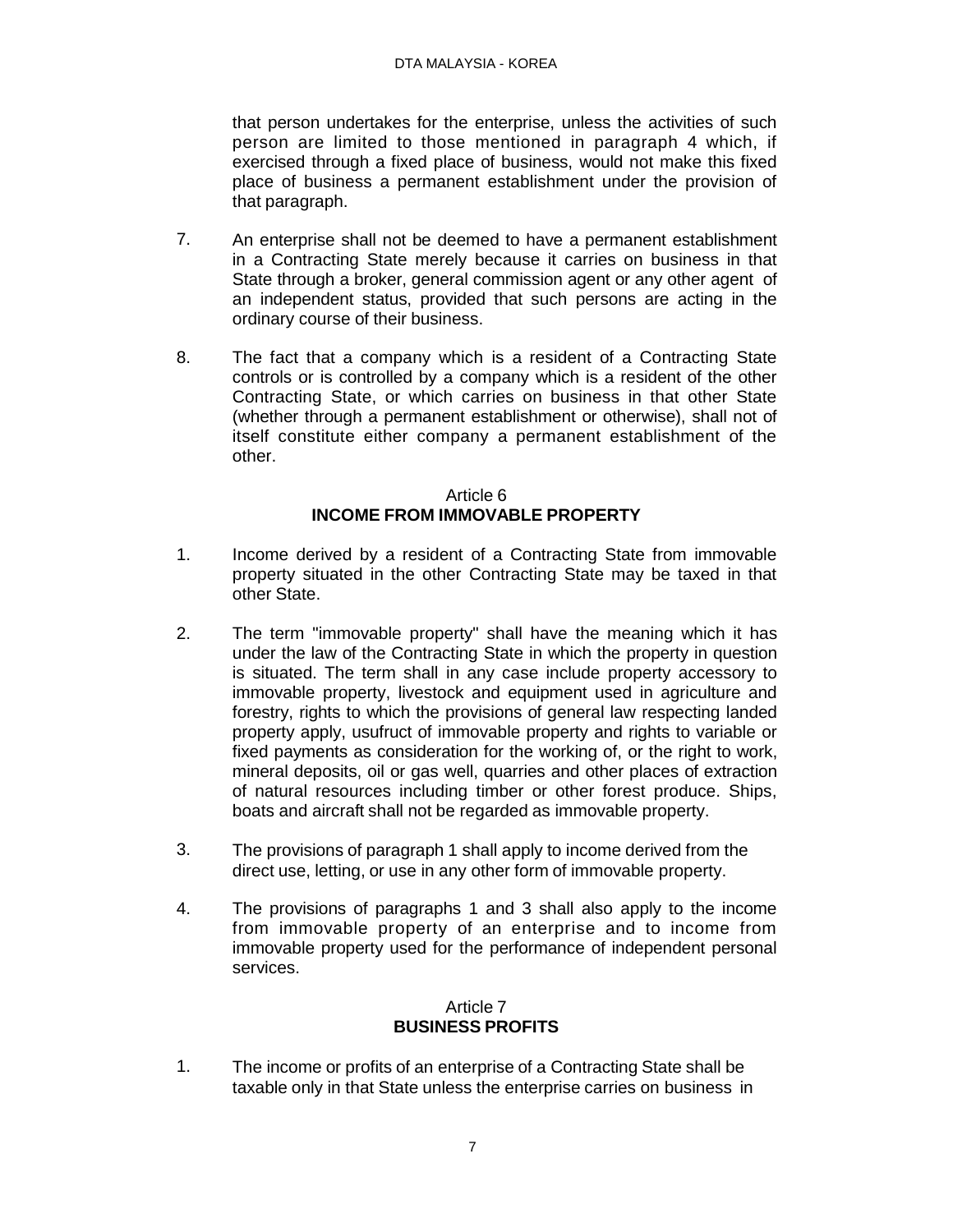that person undertakes for the enterprise, unless the activities of such person are limited to those mentioned in paragraph 4 which, if exercised through a fixed place of business, would not make this fixed place of business a permanent establishment under the provision of that paragraph.

7. An enterprise shall not be deemed to have a permanent establishment in a Contracting State merely because it carries on business in that State through a broker, general commission agent or any other agent of an independent status, provided that such persons are acting in the ordinary course of their business.

8. The fact that a company which is a resident of a Contracting State controls or is controlled by a company which is a resident of the other Contracting State, or which carries on business in that other State (whether through a permanent establishment or otherwise), shall not of itself constitute either company a permanent establishment of the other.

## Article 6
## INCOME FROM IMMOVABLE PROPERTY

1. Income derived by a resident of a Contracting State from immovable property situated in the other Contracting State may be taxed in that other State.

2. The term "immovable property" shall have the meaning which it has under the law of the Contracting State in which the property in question is situated. The term shall in any case include property accessory to immovable property, livestock and equipment used in agriculture and forestry, rights to which the provisions of general law respecting landed property apply, usufruct of immovable property and rights to variable or fixed payments as consideration for the working of, or the right to work, mineral deposits, oil or gas well, quarries and other places of extraction of natural resources including timber or other forest produce. Ships, boats and aircraft shall not be regarded as immovable property.

3. The provisions of paragraph 1 shall apply to income derived from the direct use, letting, or use in any other form of immovable property.

4. The provisions of paragraphs 1 and 3 shall also apply to the income from immovable property of an enterprise and to income from immovable property used for the performance of independent personal services.

## Article 7
## BUSINESS PROFITS

1. The income or profits of an enterprise of a Contracting State shall be taxable only in that State unless the enterprise carries on business in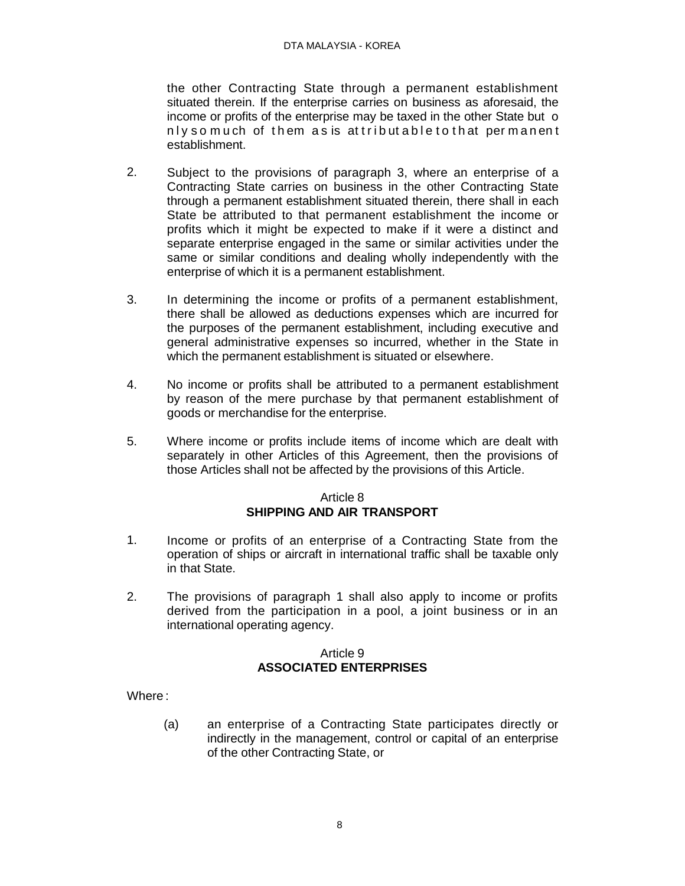the other Contracting State through a permanent establishment situated therein. If the enterprise carries on business as aforesaid, the income or profits of the enterprise may be taxed in the other State but only so much of them as is attributable to that permanent establishment.

2. Subject to the provisions of paragraph 3, where an enterprise of a Contracting State carries on business in the other Contracting State through a permanent establishment situated therein, there shall in each State be attributed to that permanent establishment the income or profits which it might be expected to make if it were a distinct and separate enterprise engaged in the same or similar activities under the same or similar conditions and dealing wholly independently with the enterprise of which it is a permanent establishment.

3. In determining the income or profits of a permanent establishment, there shall be allowed as deductions expenses which are incurred for the purposes of the permanent establishment, including executive and general administrative expenses so incurred, whether in the State in which the permanent establishment is situated or elsewhere.

4. No income or profits shall be attributed to a permanent establishment by reason of the mere purchase by that permanent establishment of goods or merchandise for the enterprise.

5. Where income or profits include items of income which are dealt with separately in other Articles of this Agreement, then the provisions of those Articles shall not be affected by the provisions of this Article.

## Article 8
## SHIPPING AND AIR TRANSPORT

1. Income or profits of an enterprise of a Contracting State from the operation of ships or aircraft in international traffic shall be taxable only in that State.

2. The provisions of paragraph 1 shall also apply to income or profits derived from the participation in a pool, a joint business or in an international operating agency.

## Article 9
## ASSOCIATED ENTERPRISES

Where :

(a) an enterprise of a Contracting State participates directly or indirectly in the management, control or capital of an enterprise of the other Contracting State, or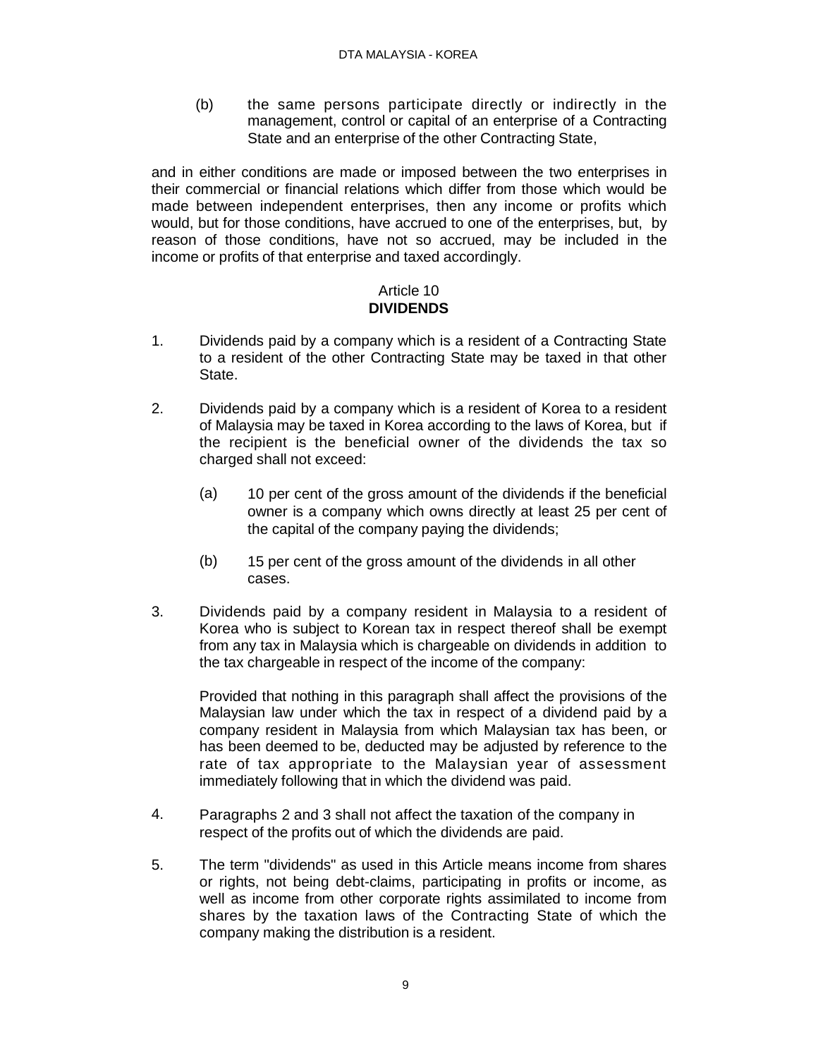(b) the same persons participate directly or indirectly in the management, control or capital of an enterprise of a Contracting State and an enterprise of the other Contracting State,

and in either conditions are made or imposed between the two enterprises in their commercial or financial relations which differ from those which would be made between independent enterprises, then any income or profits which would, but for those conditions, have accrued to one of the enterprises, but, by reason of those conditions, have not so accrued, may be included in the income or profits of that enterprise and taxed accordingly.

## Article 10
## DIVIDENDS

1. Dividends paid by a company which is a resident of a Contracting State to a resident of the other Contracting State may be taxed in that other State.

2. Dividends paid by a company which is a resident of Korea to a resident of Malaysia may be taxed in Korea according to the laws of Korea, but if the recipient is the beneficial owner of the dividends the tax so charged shall not exceed:

   (a) 10 per cent of the gross amount of the dividends if the beneficial owner is a company which owns directly at least 25 per cent of the capital of the company paying the dividends;

   (b) 15 per cent of the gross amount of the dividends in all other cases.

3. Dividends paid by a company resident in Malaysia to a resident of Korea who is subject to Korean tax in respect thereof shall be exempt from any tax in Malaysia which is chargeable on dividends in addition to the tax chargeable in respect of the income of the company:

   Provided that nothing in this paragraph shall affect the provisions of the Malaysian law under which the tax in respect of a dividend paid by a company resident in Malaysia from which Malaysian tax has been, or has been deemed to be, deducted may be adjusted by reference to the rate of tax appropriate to the Malaysian year of assessment immediately following that in which the dividend was paid.

4. Paragraphs 2 and 3 shall not affect the taxation of the company in respect of the profits out of which the dividends are paid.

5. The term "dividends" as used in this Article means income from shares or rights, not being debt-claims, participating in profits or income, as well as income from other corporate rights assimilated to income from shares by the taxation laws of the Contracting State of which the company making the distribution is a resident.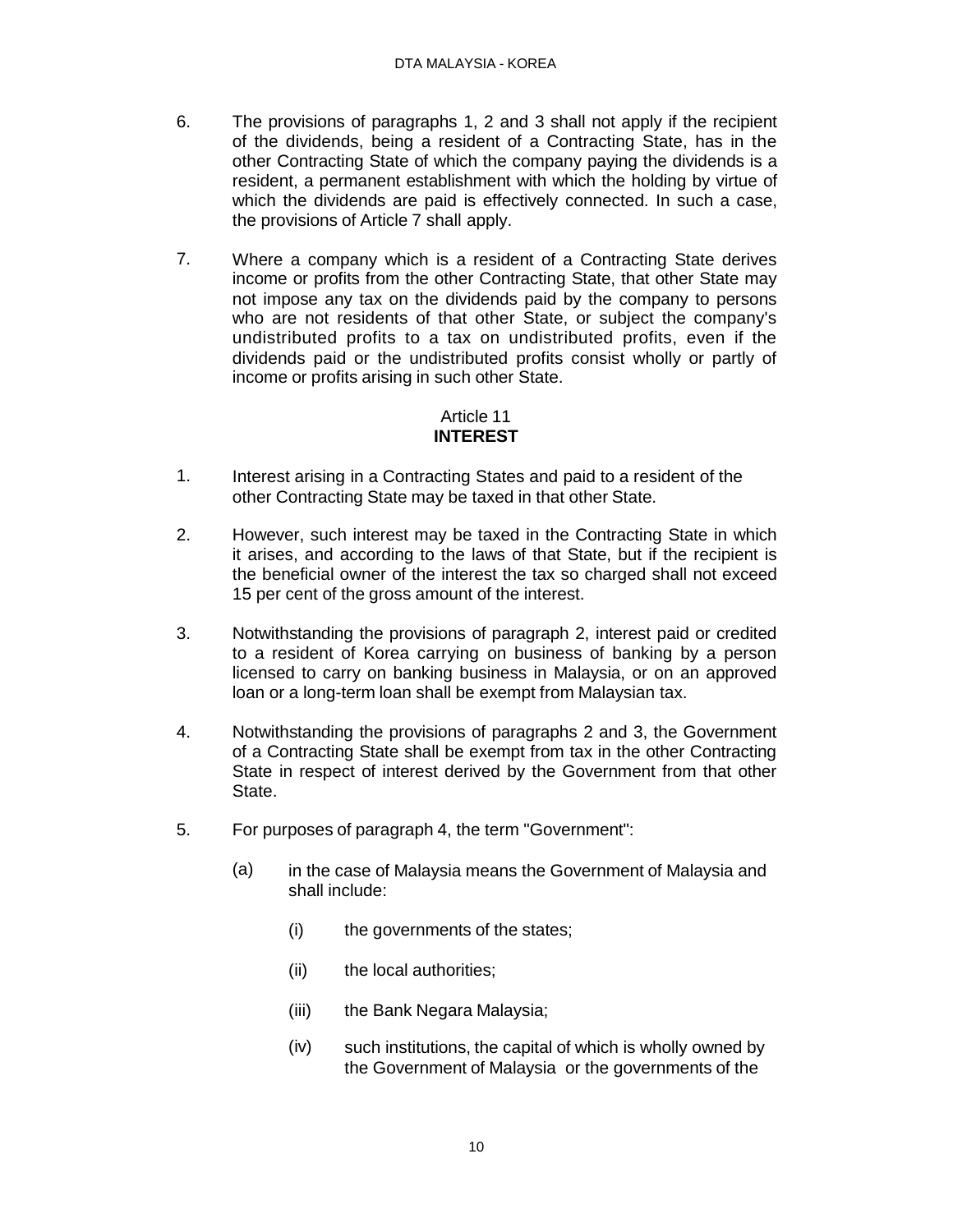6. The provisions of paragraphs 1, 2 and 3 shall not apply if the recipient of the dividends, being a resident of a Contracting State, has in the other Contracting State of which the company paying the dividends is a resident, a permanent establishment with which the holding by virtue of which the dividends are paid is effectively connected. In such a case, the provisions of Article 7 shall apply.

7. Where a company which is a resident of a Contracting State derives income or profits from the other Contracting State, that other State may not impose any tax on the dividends paid by the company to persons who are not residents of that other State, or subject the company's undistributed profits to a tax on undistributed profits, even if the dividends paid or the undistributed profits consist wholly or partly of income or profits arising in such other State.

## Article 11
## INTEREST

1. Interest arising in a Contracting States and paid to a resident of the other Contracting State may be taxed in that other State.

2. However, such interest may be taxed in the Contracting State in which it arises, and according to the laws of that State, but if the recipient is the beneficial owner of the interest the tax so charged shall not exceed 15 per cent of the gross amount of the interest.

3. Notwithstanding the provisions of paragraph 2, interest paid or credited to a resident of Korea carrying on business of banking by a person licensed to carry on banking business in Malaysia, or on an approved loan or a long-term loan shall be exempt from Malaysian tax.

4. Notwithstanding the provisions of paragraphs 2 and 3, the Government of a Contracting State shall be exempt from tax in the other Contracting State in respect of interest derived by the Government from that other State.

5. For purposes of paragraph 4, the term "Government":

   (a) in the case of Malaysia means the Government of Malaysia and shall include:

      (i) the governments of the states;

      (ii) the local authorities;

      (iii) the Bank Negara Malaysia;

      (iv) such institutions, the capital of which is wholly owned by the Government of Malaysia or the governments of the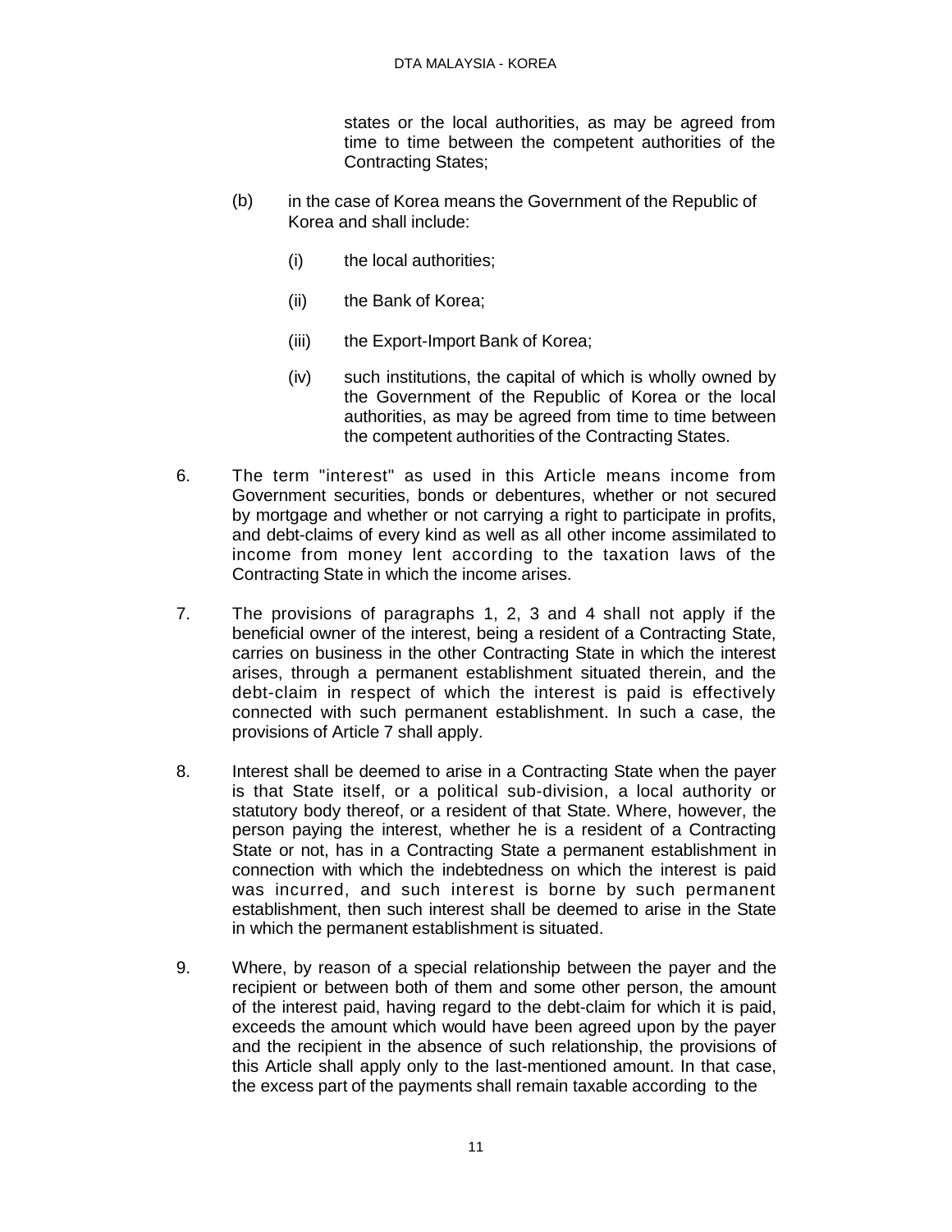states or the local authorities, as may be agreed from time to time between the competent authorities of the Contracting States;

(b) in the case of Korea means the Government of the Republic of Korea and shall include:

(i) the local authorities;

(ii) the Bank of Korea;

(iii) the Export-Import Bank of Korea;

(iv) such institutions, the capital of which is wholly owned by the Government of the Republic of Korea or the local authorities, as may be agreed from time to time between the competent authorities of the Contracting States.

6. The term "interest" as used in this Article means income from Government securities, bonds or debentures, whether or not secured by mortgage and whether or not carrying a right to participate in profits, and debt-claims of every kind as well as all other income assimilated to income from money lent according to the taxation laws of the Contracting State in which the income arises.

7. The provisions of paragraphs 1, 2, 3 and 4 shall not apply if the beneficial owner of the interest, being a resident of a Contracting State, carries on business in the other Contracting State in which the interest arises, through a permanent establishment situated therein, and the debt-claim in respect of which the interest is paid is effectively connected with such permanent establishment. In such a case, the provisions of Article 7 shall apply.

8. Interest shall be deemed to arise in a Contracting State when the payer is that State itself, or a political sub-division, a local authority or statutory body thereof, or a resident of that State. Where, however, the person paying the interest, whether he is a resident of a Contracting State or not, has in a Contracting State a permanent establishment in connection with which the indebtedness on which the interest is paid was incurred, and such interest is borne by such permanent establishment, then such interest shall be deemed to arise in the State in which the permanent establishment is situated.

9. Where, by reason of a special relationship between the payer and the recipient or between both of them and some other person, the amount of the interest paid, having regard to the debt-claim for which it is paid, exceeds the amount which would have been agreed upon by the payer and the recipient in the absence of such relationship, the provisions of this Article shall apply only to the last-mentioned amount. In that case, the excess part of the payments shall remain taxable according to the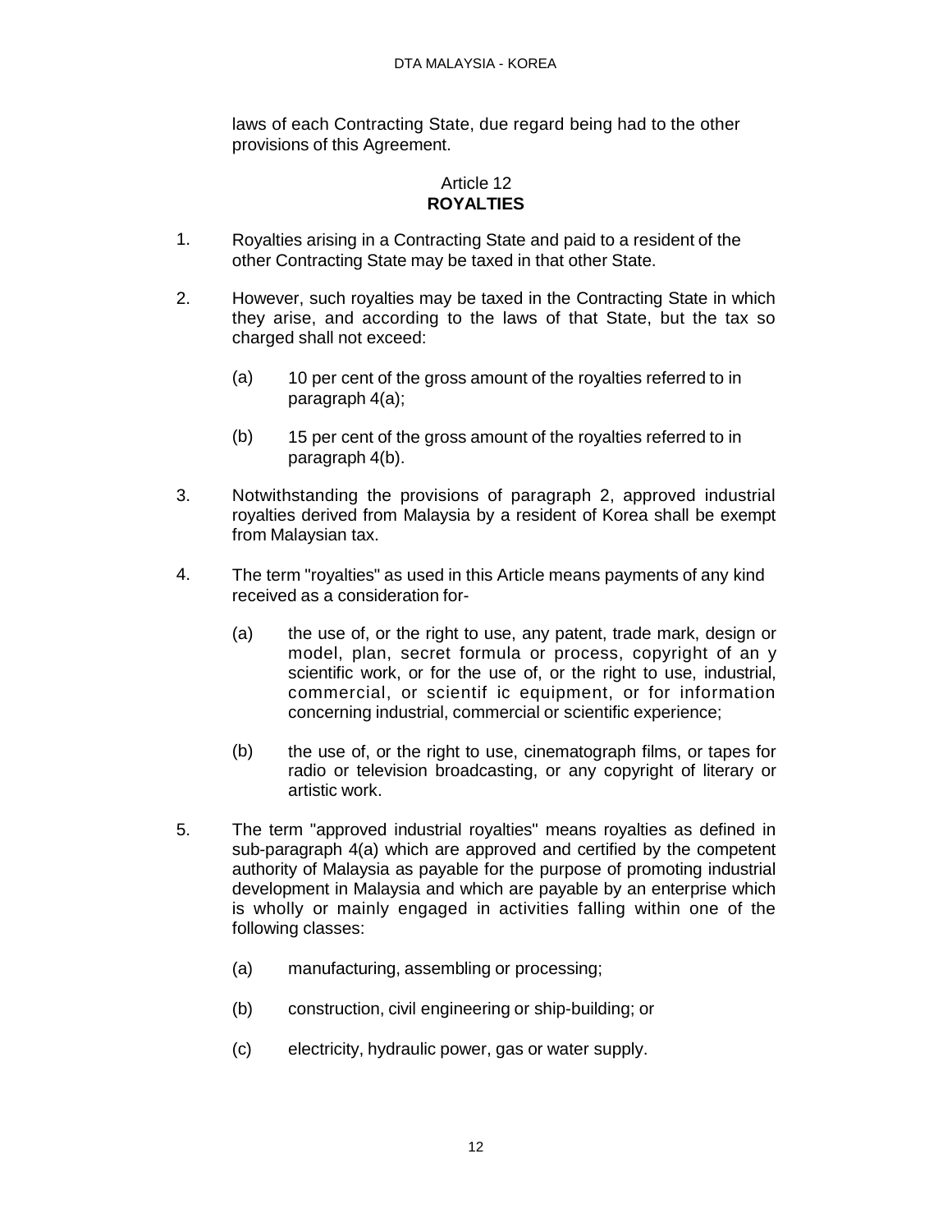laws of each Contracting State, due regard being had to the other provisions of this Agreement.

## Article 12
## ROYALTIES

1. Royalties arising in a Contracting State and paid to a resident of the other Contracting State may be taxed in that other State.

2. However, such royalties may be taxed in the Contracting State in which they arise, and according to the laws of that State, but the tax so charged shall not exceed:

   (a) 10 per cent of the gross amount of the royalties referred to in paragraph 4(a);

   (b) 15 per cent of the gross amount of the royalties referred to in paragraph 4(b).

3. Notwithstanding the provisions of paragraph 2, approved industrial royalties derived from Malaysia by a resident of Korea shall be exempt from Malaysian tax.

4. The term "royalties" as used in this Article means payments of any kind received as a consideration for-

   (a) the use of, or the right to use, any patent, trade mark, design or model, plan, secret formula or process, copyright of an y scientific work, or for the use of, or the right to use, industrial, commercial, or scientif ic equipment, or for information concerning industrial, commercial or scientific experience;

   (b) the use of, or the right to use, cinematograph films, or tapes for radio or television broadcasting, or any copyright of literary or artistic work.

5. The term "approved industrial royalties" means royalties as defined in sub-paragraph 4(a) which are approved and certified by the competent authority of Malaysia as payable for the purpose of promoting industrial development in Malaysia and which are payable by an enterprise which is wholly or mainly engaged in activities falling within one of the following classes:

   (a) manufacturing, assembling or processing;

   (b) construction, civil engineering or ship-building; or

   (c) electricity, hydraulic power, gas or water supply.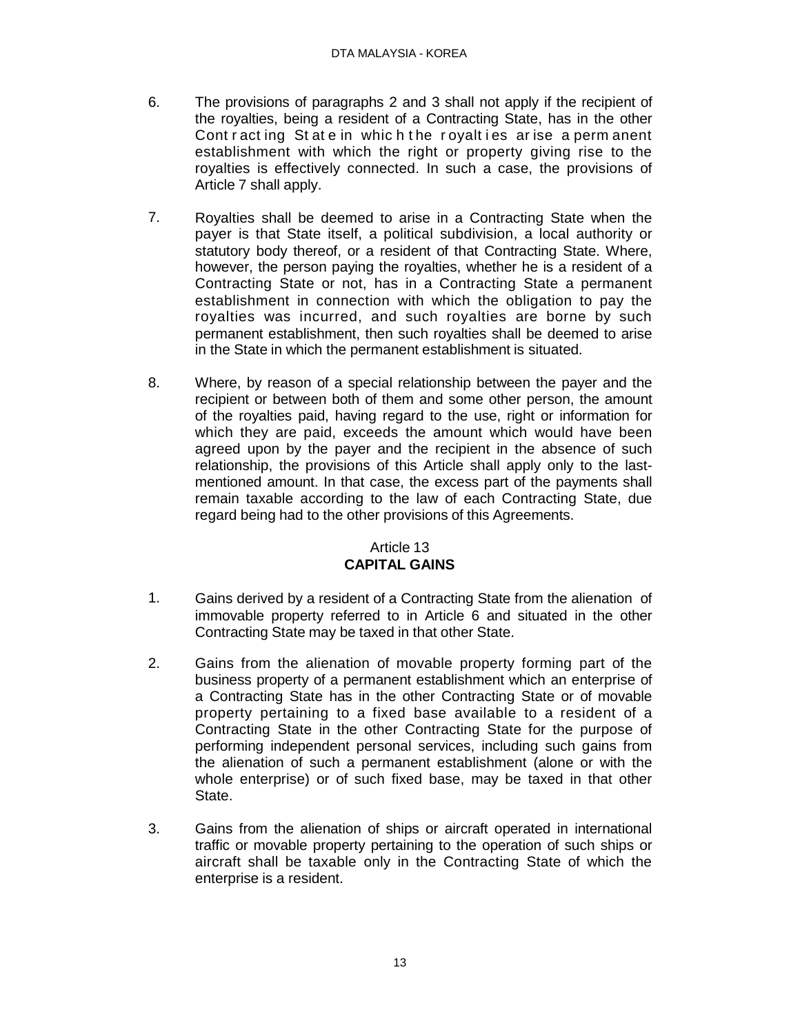6. The provisions of paragraphs 2 and 3 shall not apply if the recipient of the royalties, being a resident of a Contracting State, has in the other Contracting State in which the royalties arise a permanent establishment with which the right or property giving rise to the royalties is effectively connected. In such a case, the provisions of Article 7 shall apply.

7. Royalties shall be deemed to arise in a Contracting State when the payer is that State itself, a political subdivision, a local authority or statutory body thereof, or a resident of that Contracting State. Where, however, the person paying the royalties, whether he is a resident of a Contracting State or not, has in a Contracting State a permanent establishment in connection with which the obligation to pay the royalties was incurred, and such royalties are borne by such permanent establishment, then such royalties shall be deemed to arise in the State in which the permanent establishment is situated.

8. Where, by reason of a special relationship between the payer and the recipient or between both of them and some other person, the amount of the royalties paid, having regard to the use, right or information for which they are paid, exceeds the amount which would have been agreed upon by the payer and the recipient in the absence of such relationship, the provisions of this Article shall apply only to the last-mentioned amount. In that case, the excess part of the payments shall remain taxable according to the law of each Contracting State, due regard being had to the other provisions of this Agreements.

## Article 13
## **CAPITAL GAINS**

1. Gains derived by a resident of a Contracting State from the alienation of immovable property referred to in Article 6 and situated in the other Contracting State may be taxed in that other State.

2. Gains from the alienation of movable property forming part of the business property of a permanent establishment which an enterprise of a Contracting State has in the other Contracting State or of movable property pertaining to a fixed base available to a resident of a Contracting State in the other Contracting State for the purpose of performing independent personal services, including such gains from the alienation of such a permanent establishment (alone or with the whole enterprise) or of such fixed base, may be taxed in that other State.

3. Gains from the alienation of ships or aircraft operated in international traffic or movable property pertaining to the operation of such ships or aircraft shall be taxable only in the Contracting State of which the enterprise is a resident.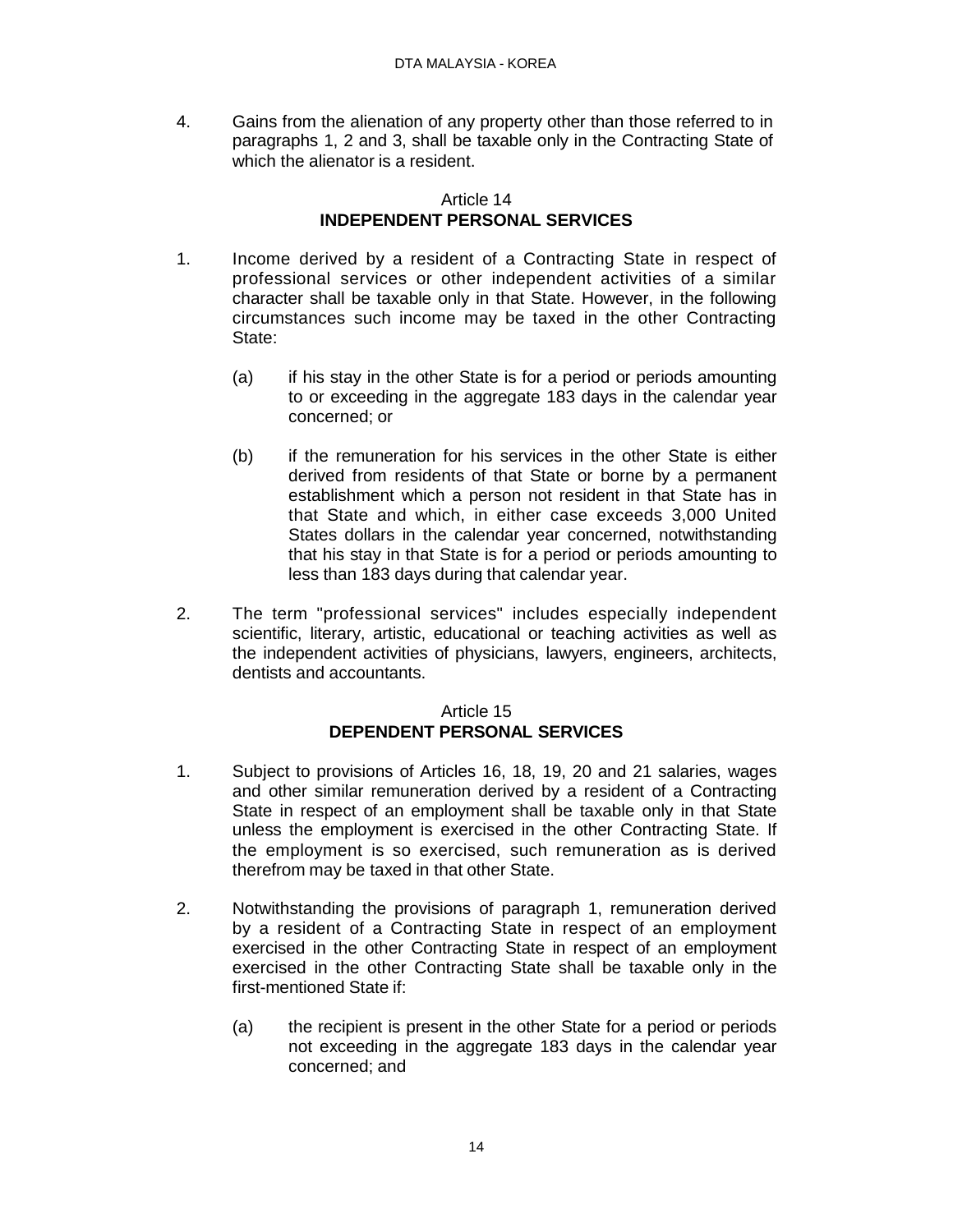4. Gains from the alienation of any property other than those referred to in paragraphs 1, 2 and 3, shall be taxable only in the Contracting State of which the alienator is a resident.

## Article 14
## INDEPENDENT PERSONAL SERVICES

1. Income derived by a resident of a Contracting State in respect of professional services or other independent activities of a similar character shall be taxable only in that State. However, in the following circumstances such income may be taxed in the other Contracting State:

   (a) if his stay in the other State is for a period or periods amounting to or exceeding in the aggregate 183 days in the calendar year concerned; or

   (b) if the remuneration for his services in the other State is either derived from residents of that State or borne by a permanent establishment which a person not resident in that State has in that State and which, in either case exceeds 3,000 United States dollars in the calendar year concerned, notwithstanding that his stay in that State is for a period or periods amounting to less than 183 days during that calendar year.

2. The term "professional services" includes especially independent scientific, literary, artistic, educational or teaching activities as well as the independent activities of physicians, lawyers, engineers, architects, dentists and accountants.

## Article 15
## DEPENDENT PERSONAL SERVICES

1. Subject to provisions of Articles 16, 18, 19, 20 and 21 salaries, wages and other similar remuneration derived by a resident of a Contracting State in respect of an employment shall be taxable only in that State unless the employment is exercised in the other Contracting State. If the employment is so exercised, such remuneration as is derived therefrom may be taxed in that other State.

2. Notwithstanding the provisions of paragraph 1, remuneration derived by a resident of a Contracting State in respect of an employment exercised in the other Contracting State in respect of an employment exercised in the other Contracting State shall be taxable only in the first-mentioned State if:

   (a) the recipient is present in the other State for a period or periods not exceeding in the aggregate 183 days in the calendar year concerned; and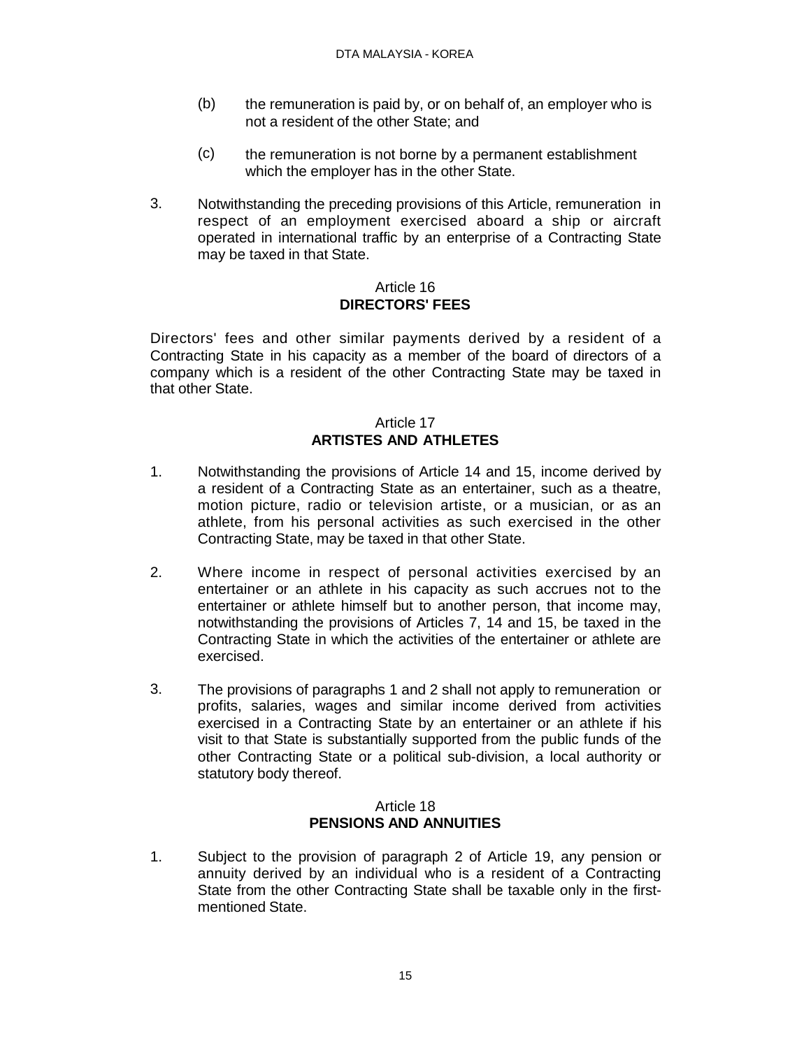(b) the remuneration is paid by, or on behalf of, an employer who is not a resident of the other State; and

(c) the remuneration is not borne by a permanent establishment which the employer has in the other State.

3. Notwithstanding the preceding provisions of this Article, remuneration in respect of an employment exercised aboard a ship or aircraft operated in international traffic by an enterprise of a Contracting State may be taxed in that State.

## Article 16
## DIRECTORS' FEES

Directors' fees and other similar payments derived by a resident of a Contracting State in his capacity as a member of the board of directors of a company which is a resident of the other Contracting State may be taxed in that other State.

## Article 17
## ARTISTES AND ATHLETES

1. Notwithstanding the provisions of Article 14 and 15, income derived by a resident of a Contracting State as an entertainer, such as a theatre, motion picture, radio or television artiste, or a musician, or as an athlete, from his personal activities as such exercised in the other Contracting State, may be taxed in that other State.

2. Where income in respect of personal activities exercised by an entertainer or an athlete in his capacity as such accrues not to the entertainer or athlete himself but to another person, that income may, notwithstanding the provisions of Articles 7, 14 and 15, be taxed in the Contracting State in which the activities of the entertainer or athlete are exercised.

3. The provisions of paragraphs 1 and 2 shall not apply to remuneration or profits, salaries, wages and similar income derived from activities exercised in a Contracting State by an entertainer or an athlete if his visit to that State is substantially supported from the public funds of the other Contracting State or a political sub-division, a local authority or statutory body thereof.

## Article 18
## PENSIONS AND ANNUITIES

1. Subject to the provision of paragraph 2 of Article 19, any pension or annuity derived by an individual who is a resident of a Contracting State from the other Contracting State shall be taxable only in the first-mentioned State.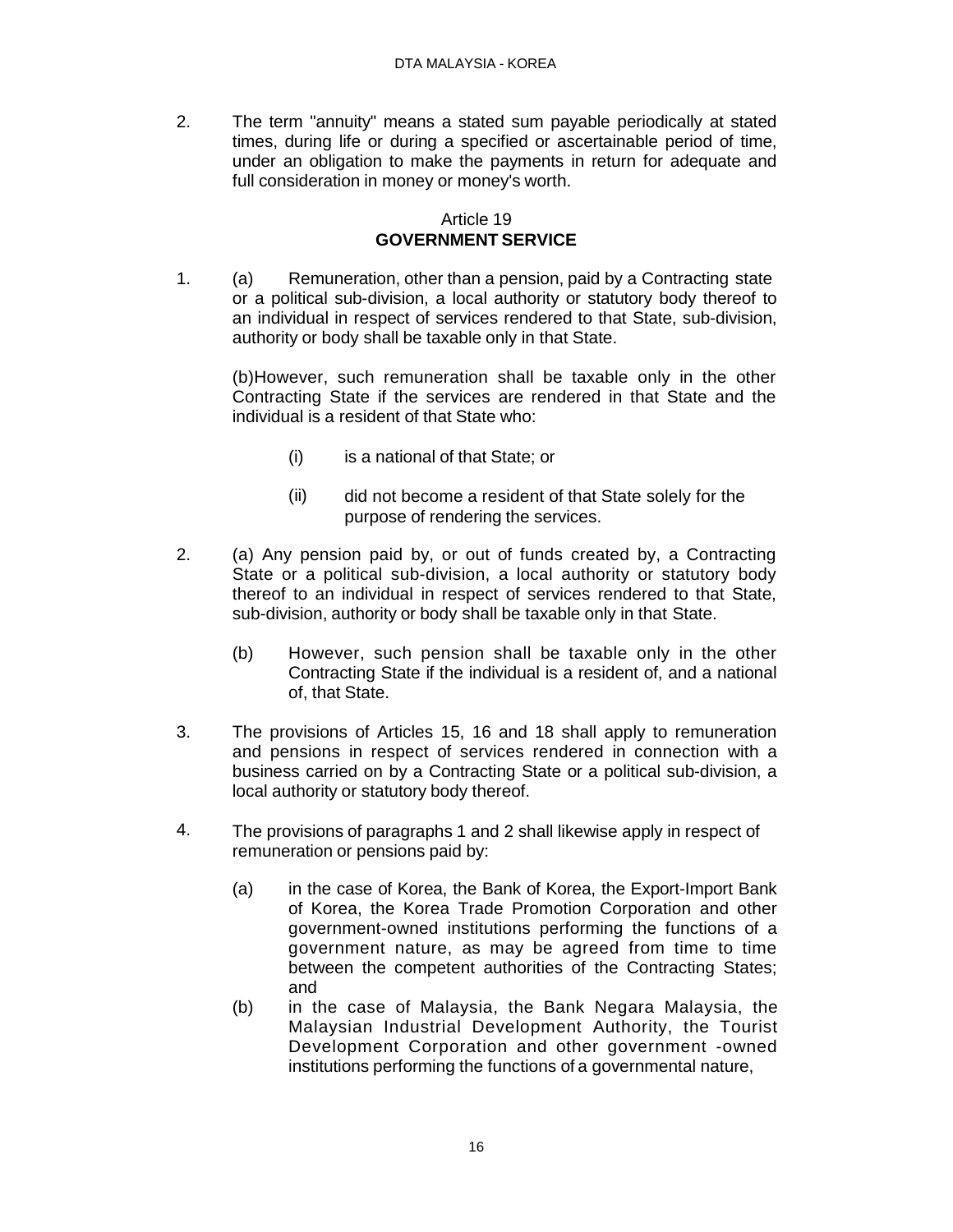2. The term "annuity" means a stated sum payable periodically at stated times, during life or during a specified or ascertainable period of time, under an obligation to make the payments in return for adequate and full consideration in money or money's worth.

## Article 19
## GOVERNMENT SERVICE

1. (a) Remuneration, other than a pension, paid by a Contracting state or a political sub-division, a local authority or statutory body thereof to an individual in respect of services rendered to that State, sub-division, authority or body shall be taxable only in that State.

   (b)However, such remuneration shall be taxable only in the other Contracting State if the services are rendered in that State and the individual is a resident of that State who:

   (i) is a national of that State; or

   (ii) did not become a resident of that State solely for the purpose of rendering the services.

2. (a) Any pension paid by, or out of funds created by, a Contracting State or a political sub-division, a local authority or statutory body thereof to an individual in respect of services rendered to that State, sub-division, authority or body shall be taxable only in that State.

   (b) However, such pension shall be taxable only in the other Contracting State if the individual is a resident of, and a national of, that State.

3. The provisions of Articles 15, 16 and 18 shall apply to remuneration and pensions in respect of services rendered in connection with a business carried on by a Contracting State or a political sub-division, a local authority or statutory body thereof.

4. The provisions of paragraphs 1 and 2 shall likewise apply in respect of remuneration or pensions paid by:

   (a) in the case of Korea, the Bank of Korea, the Export-Import Bank of Korea, the Korea Trade Promotion Corporation and other government-owned institutions performing the functions of a government nature, as may be agreed from time to time between the competent authorities of the Contracting States; and

   (b) in the case of Malaysia, the Bank Negara Malaysia, the Malaysian Industrial Development Authority, the Tourist Development Corporation and other government -owned institutions performing the functions of a governmental nature,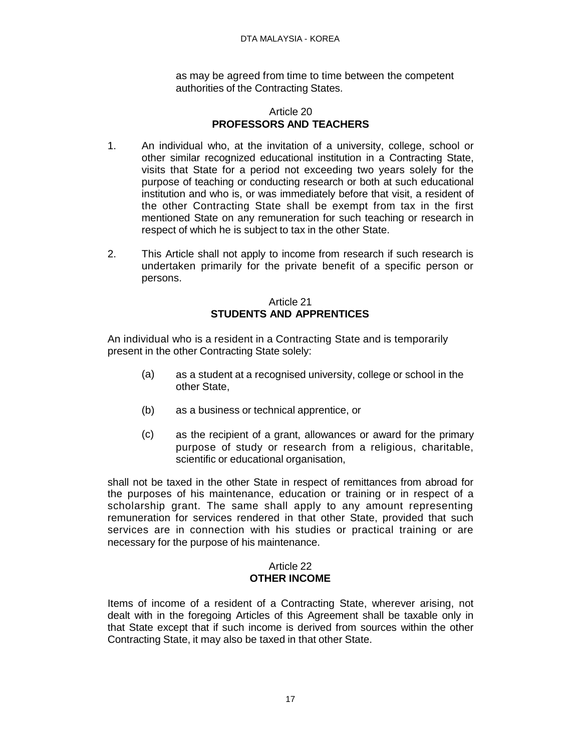as may be agreed from time to time between the competent authorities of the Contracting States.

## Article 20
## PROFESSORS AND TEACHERS

1. An individual who, at the invitation of a university, college, school or other similar recognized educational institution in a Contracting State, visits that State for a period not exceeding two years solely for the purpose of teaching or conducting research or both at such educational institution and who is, or was immediately before that visit, a resident of the other Contracting State shall be exempt from tax in the first mentioned State on any remuneration for such teaching or research in respect of which he is subject to tax in the other State.

2. This Article shall not apply to income from research if such research is undertaken primarily for the private benefit of a specific person or persons.

## Article 21
## STUDENTS AND APPRENTICES

An individual who is a resident in a Contracting State and is temporarily present in the other Contracting State solely:

(a) as a student at a recognised university, college or school in the other State,

(b) as a business or technical apprentice, or

(c) as the recipient of a grant, allowances or award for the primary purpose of study or research from a religious, charitable, scientific or educational organisation,

shall not be taxed in the other State in respect of remittances from abroad for the purposes of his maintenance, education or training or in respect of a scholarship grant. The same shall apply to any amount representing remuneration for services rendered in that other State, provided that such services are in connection with his studies or practical training or are necessary for the purpose of his maintenance.

## Article 22
## OTHER INCOME

Items of income of a resident of a Contracting State, wherever arising, not dealt with in the foregoing Articles of this Agreement shall be taxable only in that State except that if such income is derived from sources within the other Contracting State, it may also be taxed in that other State.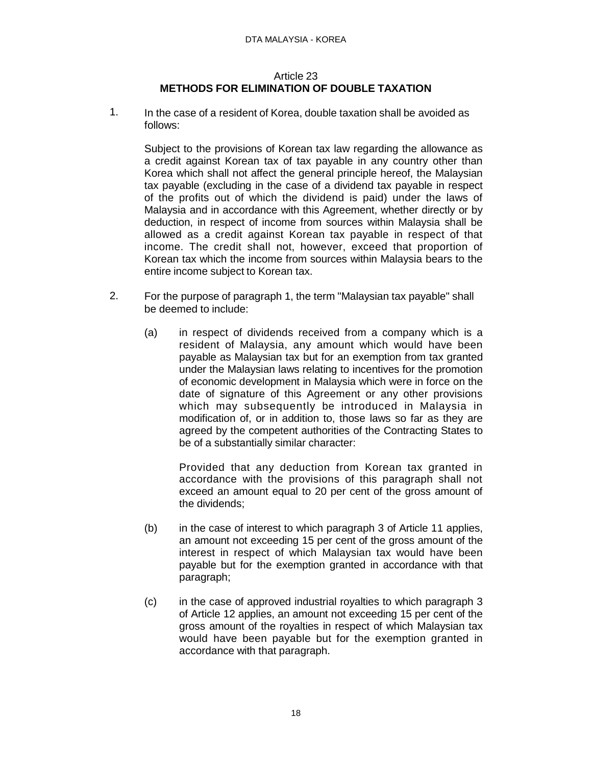## Article 23
## **METHODS FOR ELIMINATION OF DOUBLE TAXATION**

1. In the case of a resident of Korea, double taxation shall be avoided as follows:

   Subject to the provisions of Korean tax law regarding the allowance as a credit against Korean tax of tax payable in any country other than Korea which shall not affect the general principle hereof, the Malaysian tax payable (excluding in the case of a dividend tax payable in respect of the profits out of which the dividend is paid) under the laws of Malaysia and in accordance with this Agreement, whether directly or by deduction, in respect of income from sources within Malaysia shall be allowed as a credit against Korean tax payable in respect of that income. The credit shall not, however, exceed that proportion of Korean tax which the income from sources within Malaysia bears to the entire income subject to Korean tax.

2. For the purpose of paragraph 1, the term "Malaysian tax payable" shall be deemed to include:

   (a) in respect of dividends received from a company which is a resident of Malaysia, any amount which would have been payable as Malaysian tax but for an exemption from tax granted under the Malaysian laws relating to incentives for the promotion of economic development in Malaysia which were in force on the date of signature of this Agreement or any other provisions which may subsequently be introduced in Malaysia in modification of, or in addition to, those laws so far as they are agreed by the competent authorities of the Contracting States to be of a substantially similar character:

   Provided that any deduction from Korean tax granted in accordance with the provisions of this paragraph shall not exceed an amount equal to 20 per cent of the gross amount of the dividends;

   (b) in the case of interest to which paragraph 3 of Article 11 applies, an amount not exceeding 15 per cent of the gross amount of the interest in respect of which Malaysian tax would have been payable but for the exemption granted in accordance with that paragraph;

   (c) in the case of approved industrial royalties to which paragraph 3 of Article 12 applies, an amount not exceeding 15 per cent of the gross amount of the royalties in respect of which Malaysian tax would have been payable but for the exemption granted in accordance with that paragraph.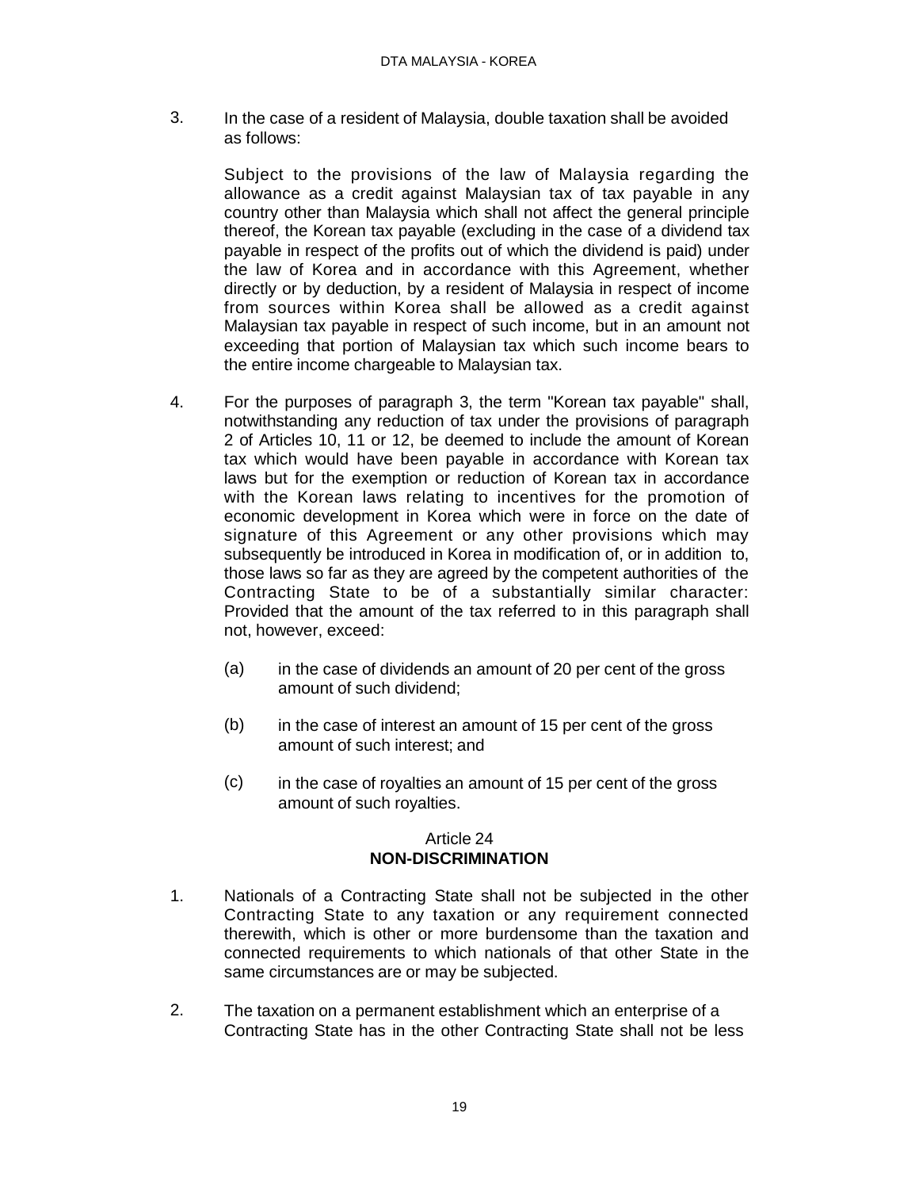3. In the case of a resident of Malaysia, double taxation shall be avoided as follows:

   Subject to the provisions of the law of Malaysia regarding the allowance as a credit against Malaysian tax of tax payable in any country other than Malaysia which shall not affect the general principle thereof, the Korean tax payable (excluding in the case of a dividend tax payable in respect of the profits out of which the dividend is paid) under the law of Korea and in accordance with this Agreement, whether directly or by deduction, by a resident of Malaysia in respect of income from sources within Korea shall be allowed as a credit against Malaysian tax payable in respect of such income, but in an amount not exceeding that portion of Malaysian tax which such income bears to the entire income chargeable to Malaysian tax.

4. For the purposes of paragraph 3, the term "Korean tax payable" shall, notwithstanding any reduction of tax under the provisions of paragraph 2 of Articles 10, 11 or 12, be deemed to include the amount of Korean tax which would have been payable in accordance with Korean tax laws but for the exemption or reduction of Korean tax in accordance with the Korean laws relating to incentives for the promotion of economic development in Korea which were in force on the date of signature of this Agreement or any other provisions which may subsequently be introduced in Korea in modification of, or in addition to, those laws so far as they are agreed by the competent authorities of the Contracting State to be of a substantially similar character: Provided that the amount of the tax referred to in this paragraph shall not, however, exceed:

   (a) in the case of dividends an amount of 20 per cent of the gross amount of such dividend;

   (b) in the case of interest an amount of 15 per cent of the gross amount of such interest; and

   (c) in the case of royalties an amount of 15 per cent of the gross amount of such royalties.

## Article 24
## NON-DISCRIMINATION

1. Nationals of a Contracting State shall not be subjected in the other Contracting State to any taxation or any requirement connected therewith, which is other or more burdensome than the taxation and connected requirements to which nationals of that other State in the same circumstances are or may be subjected.

2. The taxation on a permanent establishment which an enterprise of a Contracting State has in the other Contracting State shall not be less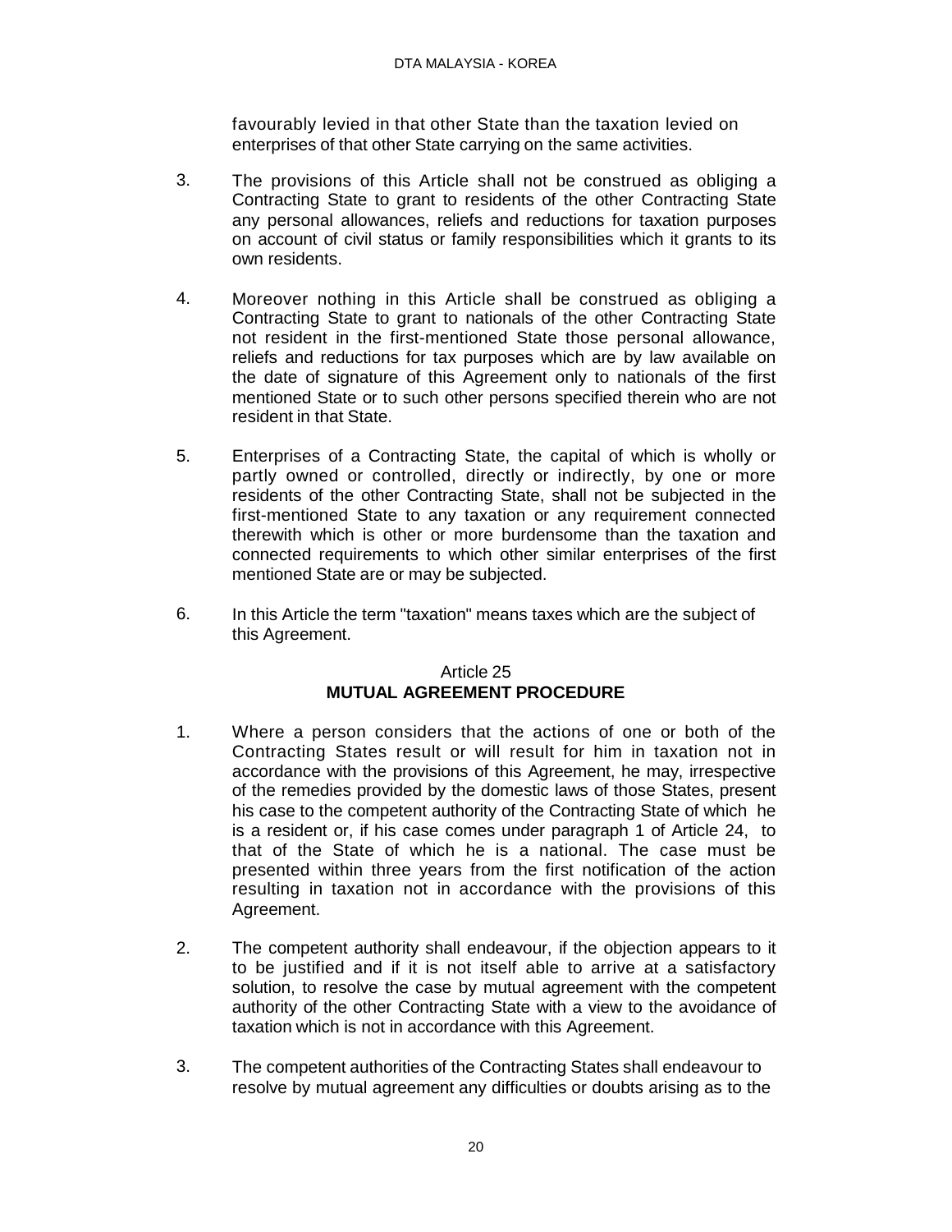favourably levied in that other State than the taxation levied on enterprises of that other State carrying on the same activities.

3. The provisions of this Article shall not be construed as obliging a Contracting State to grant to residents of the other Contracting State any personal allowances, reliefs and reductions for taxation purposes on account of civil status or family responsibilities which it grants to its own residents.

4. Moreover nothing in this Article shall be construed as obliging a Contracting State to grant to nationals of the other Contracting State not resident in the first-mentioned State those personal allowance, reliefs and reductions for tax purposes which are by law available on the date of signature of this Agreement only to nationals of the first mentioned State or to such other persons specified therein who are not resident in that State.

5. Enterprises of a Contracting State, the capital of which is wholly or partly owned or controlled, directly or indirectly, by one or more residents of the other Contracting State, shall not be subjected in the first-mentioned State to any taxation or any requirement connected therewith which is other or more burdensome than the taxation and connected requirements to which other similar enterprises of the first mentioned State are or may be subjected.

6. In this Article the term "taxation" means taxes which are the subject of this Agreement.

## Article 25
## MUTUAL AGREEMENT PROCEDURE

1. Where a person considers that the actions of one or both of the Contracting States result or will result for him in taxation not in accordance with the provisions of this Agreement, he may, irrespective of the remedies provided by the domestic laws of those States, present his case to the competent authority of the Contracting State of which he is a resident or, if his case comes under paragraph 1 of Article 24, to that of the State of which he is a national. The case must be presented within three years from the first notification of the action resulting in taxation not in accordance with the provisions of this Agreement.

2. The competent authority shall endeavour, if the objection appears to it to be justified and if it is not itself able to arrive at a satisfactory solution, to resolve the case by mutual agreement with the competent authority of the other Contracting State with a view to the avoidance of taxation which is not in accordance with this Agreement.

3. The competent authorities of the Contracting States shall endeavour to resolve by mutual agreement any difficulties or doubts arising as to the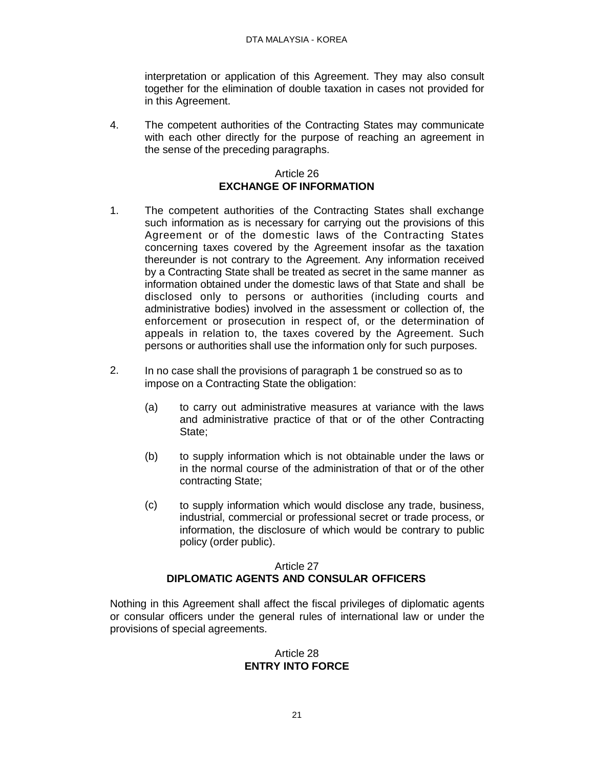interpretation or application of this Agreement. They may also consult together for the elimination of double taxation in cases not provided for in this Agreement.

4. The competent authorities of the Contracting States may communicate with each other directly for the purpose of reaching an agreement in the sense of the preceding paragraphs.

## Article 26
## EXCHANGE OF INFORMATION

1. The competent authorities of the Contracting States shall exchange such information as is necessary for carrying out the provisions of this Agreement or of the domestic laws of the Contracting States concerning taxes covered by the Agreement insofar as the taxation thereunder is not contrary to the Agreement. Any information received by a Contracting State shall be treated as secret in the same manner as information obtained under the domestic laws of that State and shall be disclosed only to persons or authorities (including courts and administrative bodies) involved in the assessment or collection of, the enforcement or prosecution in respect of, or the determination of appeals in relation to, the taxes covered by the Agreement. Such persons or authorities shall use the information only for such purposes.

2. In no case shall the provisions of paragraph 1 be construed so as to impose on a Contracting State the obligation:

   (a) to carry out administrative measures at variance with the laws and administrative practice of that or of the other Contracting State;

   (b) to supply information which is not obtainable under the laws or in the normal course of the administration of that or of the other contracting State;

   (c) to supply information which would disclose any trade, business, industrial, commercial or professional secret or trade process, or information, the disclosure of which would be contrary to public policy (order public).

## Article 27
## DIPLOMATIC AGENTS AND CONSULAR OFFICERS

Nothing in this Agreement shall affect the fiscal privileges of diplomatic agents or consular officers under the general rules of international law or under the provisions of special agreements.

## Article 28
## ENTRY INTO FORCE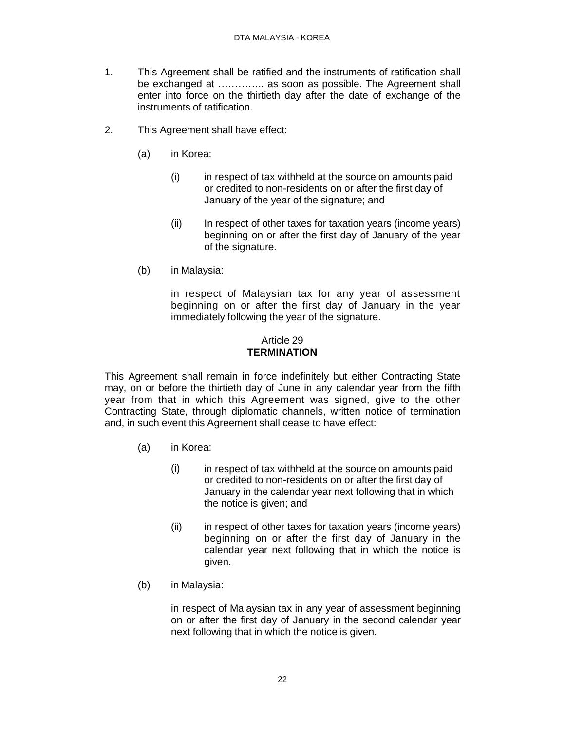1. This Agreement shall be ratified and the instruments of ratification shall be exchanged at ………….. as soon as possible. The Agreement shall enter into force on the thirtieth day after the date of exchange of the instruments of ratification.

2. This Agreement shall have effect:

   (a) in Korea:

      (i) in respect of tax withheld at the source on amounts paid or credited to non-residents on or after the first day of January of the year of the signature; and

      (ii) In respect of other taxes for taxation years (income years) beginning on or after the first day of January of the year of the signature.

   (b) in Malaysia:

      in respect of Malaysian tax for any year of assessment beginning on or after the first day of January in the year immediately following the year of the signature.

## Article 29
## TERMINATION

This Agreement shall remain in force indefinitely but either Contracting State may, on or before the thirtieth day of June in any calendar year from the fifth year from that in which this Agreement was signed, give to the other Contracting State, through diplomatic channels, written notice of termination and, in such event this Agreement shall cease to have effect:

   (a) in Korea:

      (i) in respect of tax withheld at the source on amounts paid or credited to non-residents on or after the first day of January in the calendar year next following that in which the notice is given; and

      (ii) in respect of other taxes for taxation years (income years) beginning on or after the first day of January in the calendar year next following that in which the notice is given.

   (b) in Malaysia:

      in respect of Malaysian tax in any year of assessment beginning on or after the first day of January in the second calendar year next following that in which the notice is given.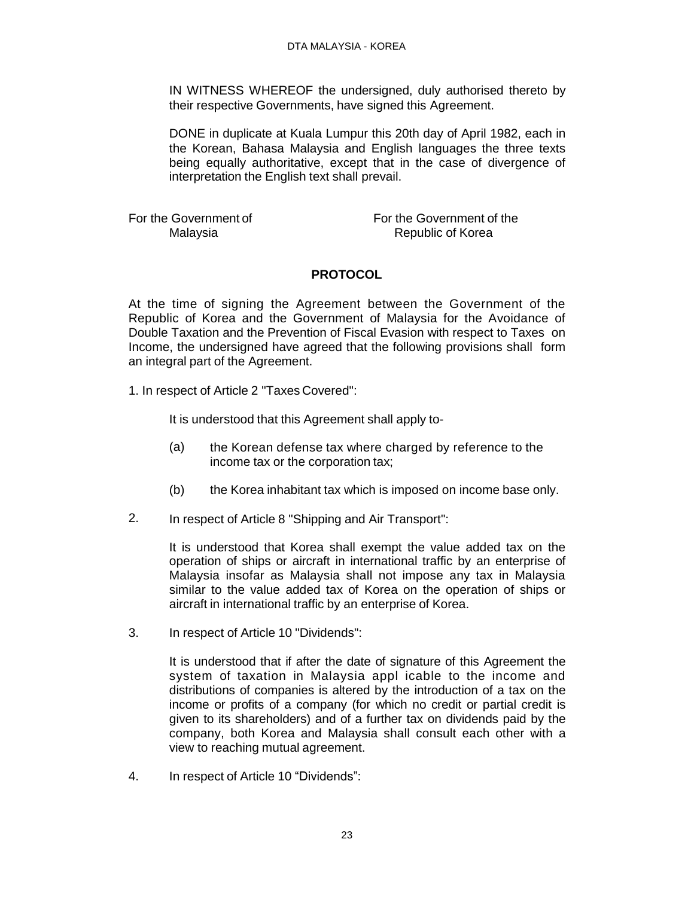IN WITNESS WHEREOF the undersigned, duly authorised thereto by their respective Governments, have signed this Agreement.

DONE in duplicate at Kuala Lumpur this 20th day of April 1982, each in the Korean, Bahasa Malaysia and English languages the three texts being equally authoritative, except that in the case of divergence of interpretation the English text shall prevail.

| For the Government of Malaysia | For the Government of the Republic of Korea |
|---|---|

## PROTOCOL

At the time of signing the Agreement between the Government of the Republic of Korea and the Government of Malaysia for the Avoidance of Double Taxation and the Prevention of Fiscal Evasion with respect to Taxes on Income, the undersigned have agreed that the following provisions shall form an integral part of the Agreement.

1. In respect of Article 2 "Taxes Covered":

   It is understood that this Agreement shall apply to-

   (a) the Korean defense tax where charged by reference to the income tax or the corporation tax;

   (b) the Korea inhabitant tax which is imposed on income base only.

2. In respect of Article 8 "Shipping and Air Transport":

   It is understood that Korea shall exempt the value added tax on the operation of ships or aircraft in international traffic by an enterprise of Malaysia insofar as Malaysia shall not impose any tax in Malaysia similar to the value added tax of Korea on the operation of ships or aircraft in international traffic by an enterprise of Korea.

3. In respect of Article 10 "Dividends":

   It is understood that if after the date of signature of this Agreement the system of taxation in Malaysia appl icable to the income and distributions of companies is altered by the introduction of a tax on the income or profits of a company (for which no credit or partial credit is given to its shareholders) and of a further tax on dividends paid by the company, both Korea and Malaysia shall consult each other with a view to reaching mutual agreement.

4. In respect of Article 10 “Dividends”: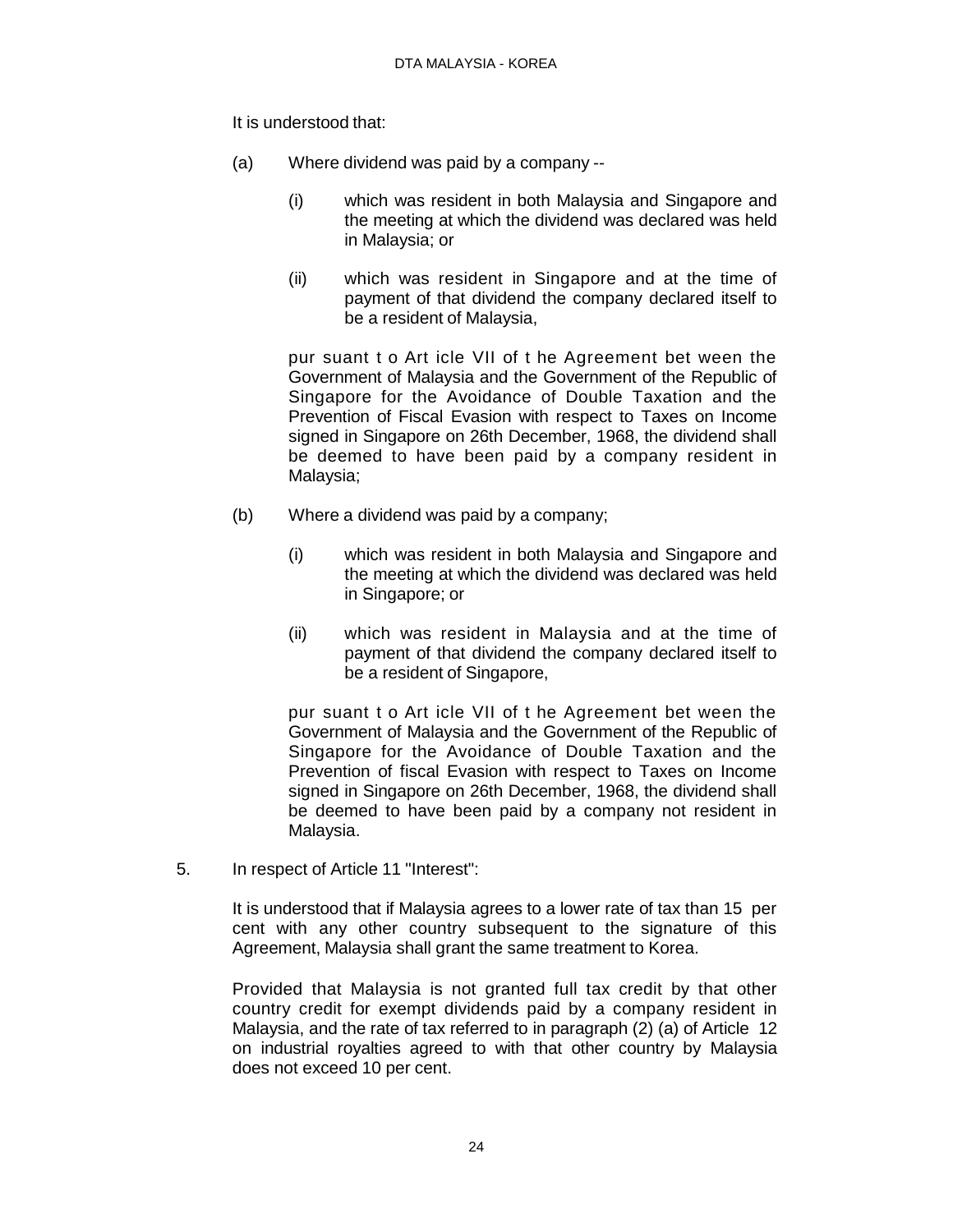It is understood that:

(a) Where dividend was paid by a company --

   (i) which was resident in both Malaysia and Singapore and the meeting at which the dividend was declared was held in Malaysia; or

   (ii) which was resident in Singapore and at the time of payment of that dividend the company declared itself to be a resident of Malaysia,

   pursuant to Article VII of the Agreement between the Government of Malaysia and the Government of the Republic of Singapore for the Avoidance of Double Taxation and the Prevention of Fiscal Evasion with respect to Taxes on Income signed in Singapore on 26th December, 1968, the dividend shall be deemed to have been paid by a company resident in Malaysia;

(b) Where a dividend was paid by a company;

   (i) which was resident in both Malaysia and Singapore and the meeting at which the dividend was declared was held in Singapore; or

   (ii) which was resident in Malaysia and at the time of payment of that dividend the company declared itself to be a resident of Singapore,

   pursuant to Article VII of the Agreement between the Government of Malaysia and the Government of the Republic of Singapore for the Avoidance of Double Taxation and the Prevention of fiscal Evasion with respect to Taxes on Income signed in Singapore on 26th December, 1968, the dividend shall be deemed to have been paid by a company not resident in Malaysia.

5. In respect of Article 11 "Interest":

   It is understood that if Malaysia agrees to a lower rate of tax than 15 per cent with any other country subsequent to the signature of this Agreement, Malaysia shall grant the same treatment to Korea.

   Provided that Malaysia is not granted full tax credit by that other country credit for exempt dividends paid by a company resident in Malaysia, and the rate of tax referred to in paragraph (2) (a) of Article 12 on industrial royalties agreed to with that other country by Malaysia does not exceed 10 per cent.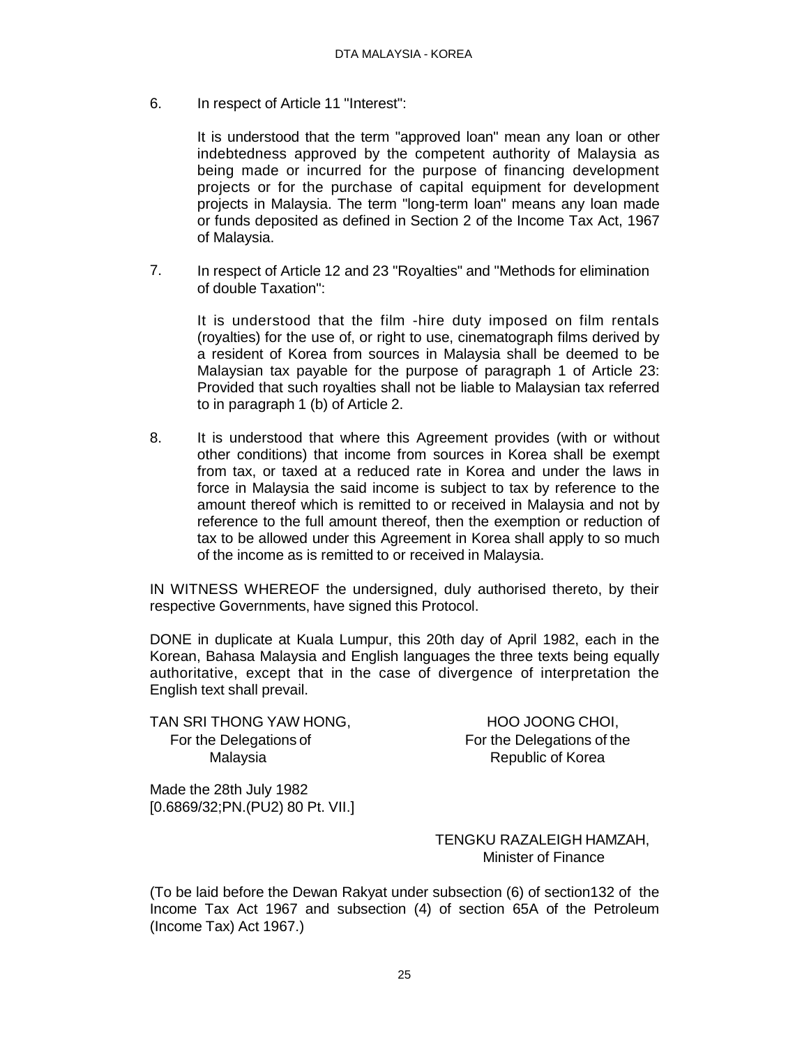6. In respect of Article 11 "Interest":

   It is understood that the term "approved loan" mean any loan or other indebtedness approved by the competent authority of Malaysia as being made or incurred for the purpose of financing development projects or for the purchase of capital equipment for development projects in Malaysia. The term "long-term loan" means any loan made or funds deposited as defined in Section 2 of the Income Tax Act, 1967 of Malaysia.

7. In respect of Article 12 and 23 "Royalties" and "Methods for elimination of double Taxation":

   It is understood that the film -hire duty imposed on film rentals (royalties) for the use of, or right to use, cinematograph films derived by a resident of Korea from sources in Malaysia shall be deemed to be Malaysian tax payable for the purpose of paragraph 1 of Article 23: Provided that such royalties shall not be liable to Malaysian tax referred to in paragraph 1 (b) of Article 2.

8. It is understood that where this Agreement provides (with or without other conditions) that income from sources in Korea shall be exempt from tax, or taxed at a reduced rate in Korea and under the laws in force in Malaysia the said income is subject to tax by reference to the amount thereof which is remitted to or received in Malaysia and not by reference to the full amount thereof, then the exemption or reduction of tax to be allowed under this Agreement in Korea shall apply to so much of the income as is remitted to or received in Malaysia.

IN WITNESS WHEREOF the undersigned, duly authorised thereto, by their respective Governments, have signed this Protocol.

DONE in duplicate at Kuala Lumpur, this 20th day of April 1982, each in the Korean, Bahasa Malaysia and English languages the three texts being equally authoritative, except that in the case of divergence of interpretation the English text shall prevail.

TAN SRI THONG YAW HONG,
For the Delegations of
Malaysia

HOO JOONG CHOI,
For the Delegations of the
Republic of Korea

Made the 28th July 1982
[0.6869/32;PN.(PU2) 80 Pt. VII.]

TENGKU RAZALEIGH HAMZAH,
Minister of Finance

(To be laid before the Dewan Rakyat under subsection (6) of section132 of the Income Tax Act 1967 and subsection (4) of section 65A of the Petroleum (Income Tax) Act 1967.)